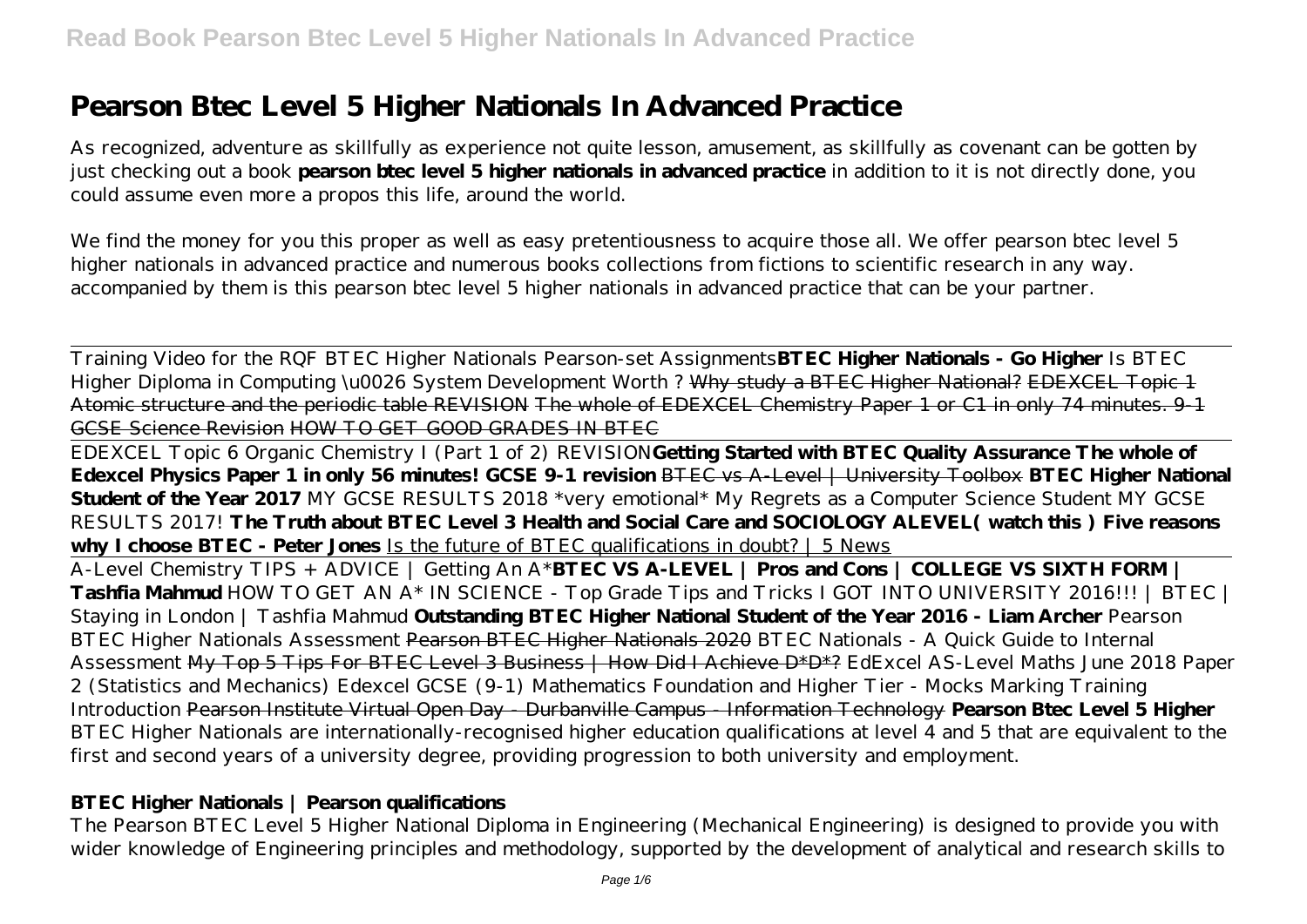# Pearson Btec Level 5 Higher Nationals In Advanced Practice

As recognized, adventure as skillfully as experience not quite lesson, amusement, as skillfully as covenant can be gotten by just checking out a book **pearson btec level 5 higher nationals in advanced practice** in addition to it is not directly done, you could assume even more a propos this life, around the world.

We find the money for you this proper as well as easy pretentiousness to acquire those all. We offer pearson btec level 5 higher nationals in advanced practice and numerous books collections from fictions to scientific research in any way. accompanied by them is this pearson btec level 5 higher nationals in advanced practice that can be your partner.

Training Video for the RQF BTEC Higher Nationals Pearson-set Assignments**BTEC Higher Nationals - Go Higher** *Is BTEC Higher Diploma in Computing \u0026 System Development Worth ?* ~~Why study a BTEC Higher National?~~ ~~EDEXCEL Topic 1 Atomic structure and the periodic table REVISION~~ ~~The whole of EDEXCEL Chemistry Paper 1 or C1 in only 74 minutes. 9-1 GCSE Science Revision~~ ~~HOW TO GET GOOD GRADES IN BTEC~~

EDEXCEL Topic 6 Organic Chemistry I (Part 1 of 2) REVISION**Getting Started with BTEC Quality Assurance** **The whole of Edexcel Physics Paper 1 in only 56 minutes! GCSE 9-1 revision** ~~BTEC vs A-Level | University Toolbox~~ **BTEC Higher National Student of the Year 2017** *MY GCSE RESULTS 2018 \*very emotional\** *My Regrets as a Computer Science Student* *MY GCSE RESULTS 2017!* **The Truth about BTEC Level 3 Health and Social Care and SOCIOLOGY ALEVEL( watch this )** **Five reasons why I choose BTEC - Peter Jones** Is the future of BTEC qualifications in doubt? | 5 News

A-Level Chemistry TIPS + ADVICE | Getting An A\***BTEC VS A-LEVEL | Pros and Cons | COLLEGE VS SIXTH FORM | Tashfia Mahmud** *HOW TO GET AN A\* IN SCIENCE - Top Grade Tips and Tricks* *I GOT INTO UNIVERSITY 2016!!! | BTEC | Staying in London | Tashfia Mahmud* **Outstanding BTEC Higher National Student of the Year 2016 - Liam Archer** *Pearson BTEC Higher Nationals Assessment* ~~Pearson BTEC Higher Nationals 2020~~ *BTEC Nationals - A Quick Guide to Internal Assessment* ~~My Top 5 Tips For BTEC Level 3 Business | How Did I Achieve D\*D\*D\*?~~ *EdExcel AS-Level Maths June 2018 Paper 2 (Statistics and Mechanics)* *Edexcel GCSE (9-1) Mathematics Foundation and Higher Tier - Mocks Marking Training Introduction* ~~Pearson Institute Virtual Open Day - Durbanville Campus - Information Technology~~ **Pearson Btec Level 5 Higher**
BTEC Higher Nationals are internationally-recognised higher education qualifications at level 4 and 5 that are equivalent to the first and second years of a university degree, providing progression to both university and employment.

### BTEC Higher Nationals | Pearson qualifications

The Pearson BTEC Level 5 Higher National Diploma in Engineering (Mechanical Engineering) is designed to provide you with wider knowledge of Engineering principles and methodology, supported by the development of analytical and research skills to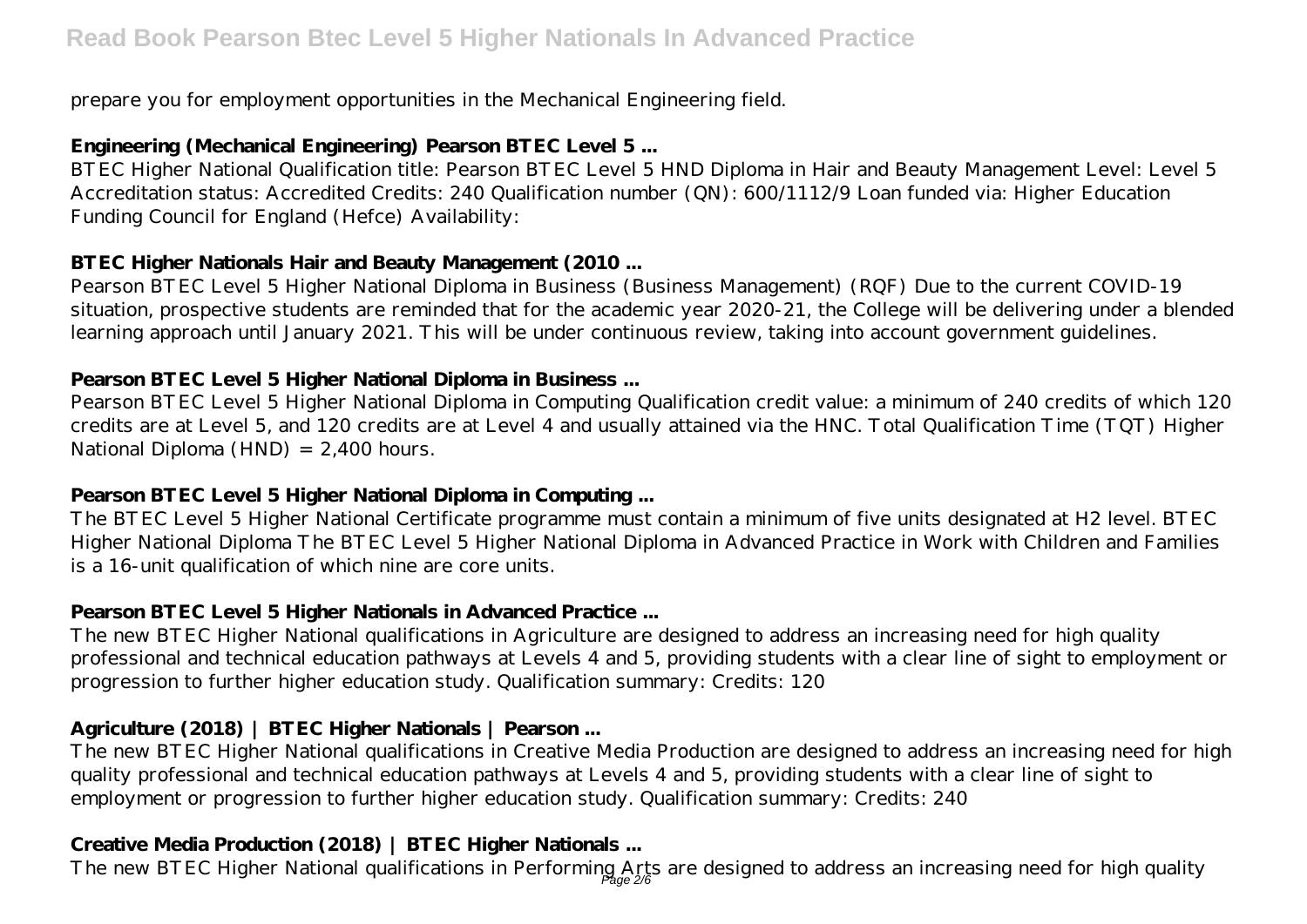prepare you for employment opportunities in the Mechanical Engineering field.

### Engineering (Mechanical Engineering) Pearson BTEC Level 5 ...

BTEC Higher National Qualification title: Pearson BTEC Level 5 HND Diploma in Hair and Beauty Management Level: Level 5 Accreditation status: Accredited Credits: 240 Qualification number (QN): 600/1112/9 Loan funded via: Higher Education Funding Council for England (Hefce) Availability:

### BTEC Higher Nationals Hair and Beauty Management (2010 ...

Pearson BTEC Level 5 Higher National Diploma in Business (Business Management) (RQF) Due to the current COVID-19 situation, prospective students are reminded that for the academic year 2020-21, the College will be delivering under a blended learning approach until January 2021. This will be under continuous review, taking into account government guidelines.

### Pearson BTEC Level 5 Higher National Diploma in Business ...

Pearson BTEC Level 5 Higher National Diploma in Computing Qualification credit value: a minimum of 240 credits of which 120 credits are at Level 5, and 120 credits are at Level 4 and usually attained via the HNC. Total Qualification Time (TQT) Higher National Diploma (HND) = 2,400 hours.

### Pearson BTEC Level 5 Higher National Diploma in Computing ...

The BTEC Level 5 Higher National Certificate programme must contain a minimum of five units designated at H2 level. BTEC Higher National Diploma The BTEC Level 5 Higher National Diploma in Advanced Practice in Work with Children and Families is a 16-unit qualification of which nine are core units.

### Pearson BTEC Level 5 Higher Nationals in Advanced Practice ...

The new BTEC Higher National qualifications in Agriculture are designed to address an increasing need for high quality professional and technical education pathways at Levels 4 and 5, providing students with a clear line of sight to employment or progression to further higher education study. Qualification summary: Credits: 120

### Agriculture (2018) | BTEC Higher Nationals | Pearson ...

The new BTEC Higher National qualifications in Creative Media Production are designed to address an increasing need for high quality professional and technical education pathways at Levels 4 and 5, providing students with a clear line of sight to employment or progression to further higher education study. Qualification summary: Credits: 240

### Creative Media Production (2018) | BTEC Higher Nationals ...

The new BTEC Higher National qualifications in Performing Arts are designed to address an increasing need for high quality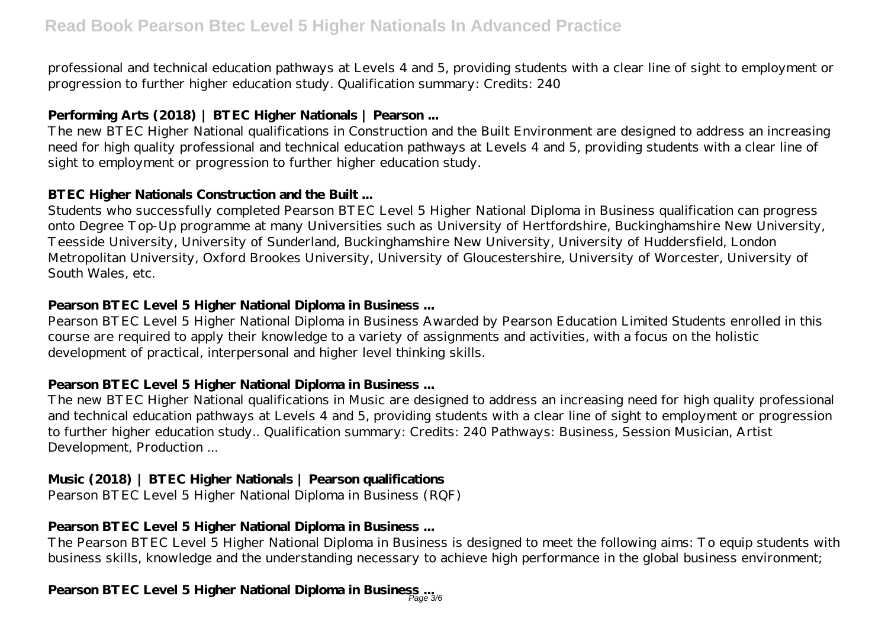professional and technical education pathways at Levels 4 and 5, providing students with a clear line of sight to employment or progression to further higher education study. Qualification summary: Credits: 240

### Performing Arts (2018) | BTEC Higher Nationals | Pearson ...

The new BTEC Higher National qualifications in Construction and the Built Environment are designed to address an increasing need for high quality professional and technical education pathways at Levels 4 and 5, providing students with a clear line of sight to employment or progression to further higher education study.

### BTEC Higher Nationals Construction and the Built ...

Students who successfully completed Pearson BTEC Level 5 Higher National Diploma in Business qualification can progress onto Degree Top-Up programme at many Universities such as University of Hertfordshire, Buckinghamshire New University, Teesside University, University of Sunderland, Buckinghamshire New University, University of Huddersfield, London Metropolitan University, Oxford Brookes University, University of Gloucestershire, University of Worcester, University of South Wales, etc.

### Pearson BTEC Level 5 Higher National Diploma in Business ...

Pearson BTEC Level 5 Higher National Diploma in Business Awarded by Pearson Education Limited Students enrolled in this course are required to apply their knowledge to a variety of assignments and activities, with a focus on the holistic development of practical, interpersonal and higher level thinking skills.

### Pearson BTEC Level 5 Higher National Diploma in Business ...

The new BTEC Higher National qualifications in Music are designed to address an increasing need for high quality professional and technical education pathways at Levels 4 and 5, providing students with a clear line of sight to employment or progression to further higher education study.. Qualification summary: Credits: 240 Pathways: Business, Session Musician, Artist Development, Production ...

### Music (2018) | BTEC Higher Nationals | Pearson qualifications

Pearson BTEC Level 5 Higher National Diploma in Business (RQF)

### Pearson BTEC Level 5 Higher National Diploma in Business ...

The Pearson BTEC Level 5 Higher National Diploma in Business is designed to meet the following aims: To equip students with business skills, knowledge and the understanding necessary to achieve high performance in the global business environment;

### Pearson BTEC Level 5 Higher National Diploma in Business ...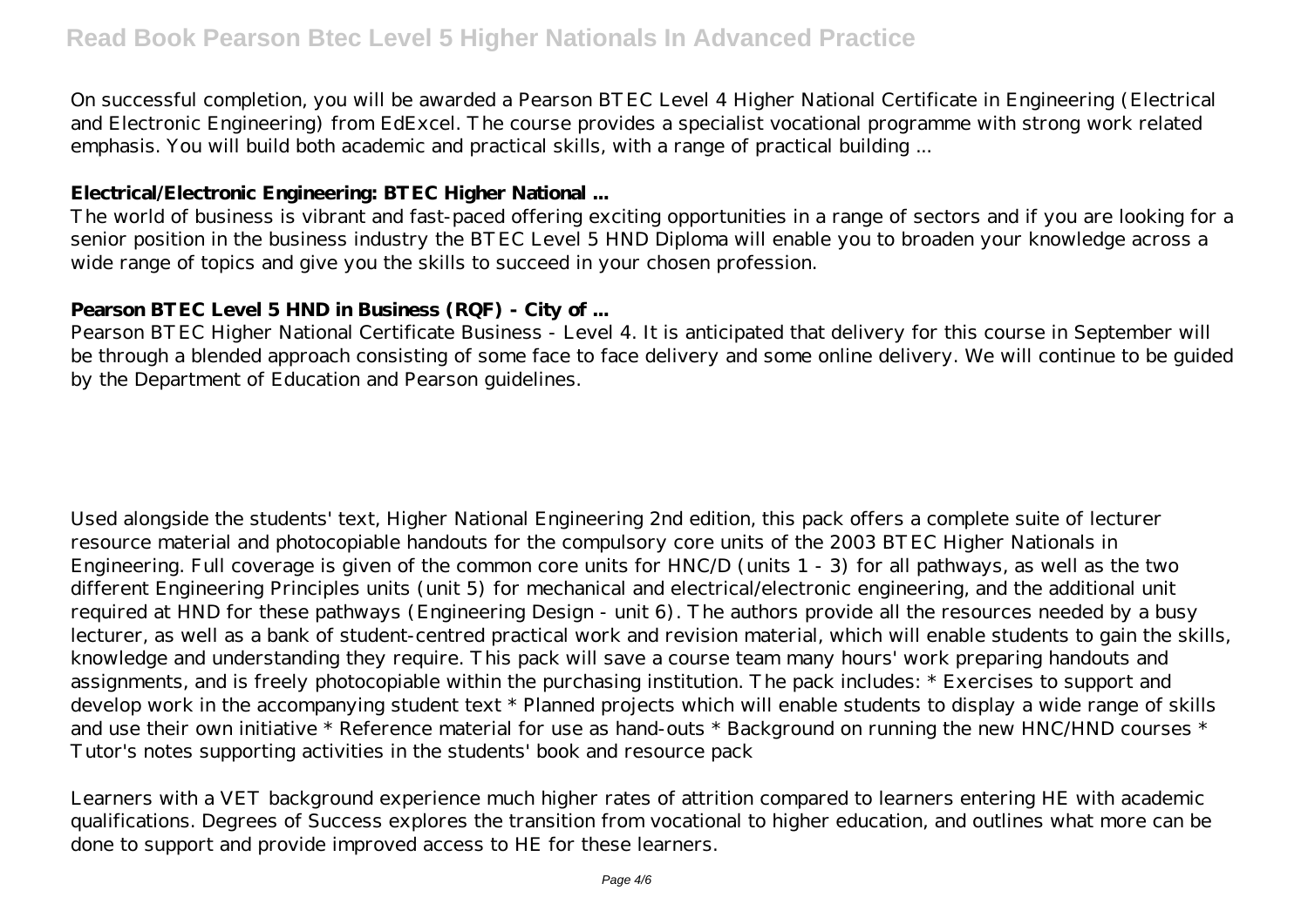On successful completion, you will be awarded a Pearson BTEC Level 4 Higher National Certificate in Engineering (Electrical and Electronic Engineering) from EdExcel. The course provides a specialist vocational programme with strong work related emphasis. You will build both academic and practical skills, with a range of practical building ...

**Electrical/Electronic Engineering: BTEC Higher National ...**

The world of business is vibrant and fast-paced offering exciting opportunities in a range of sectors and if you are looking for a senior position in the business industry the BTEC Level 5 HND Diploma will enable you to broaden your knowledge across a wide range of topics and give you the skills to succeed in your chosen profession.

**Pearson BTEC Level 5 HND in Business (RQF) - City of ...**

Pearson BTEC Higher National Certificate Business - Level 4. It is anticipated that delivery for this course in September will be through a blended approach consisting of some face to face delivery and some online delivery. We will continue to be guided by the Department of Education and Pearson guidelines.

Used alongside the students' text, Higher National Engineering 2nd edition, this pack offers a complete suite of lecturer resource material and photocopiable handouts for the compulsory core units of the 2003 BTEC Higher Nationals in Engineering. Full coverage is given of the common core units for HNC/D (units 1 - 3) for all pathways, as well as the two different Engineering Principles units (unit 5) for mechanical and electrical/electronic engineering, and the additional unit required at HND for these pathways (Engineering Design - unit 6). The authors provide all the resources needed by a busy lecturer, as well as a bank of student-centred practical work and revision material, which will enable students to gain the skills, knowledge and understanding they require. This pack will save a course team many hours' work preparing handouts and assignments, and is freely photocopiable within the purchasing institution. The pack includes: * Exercises to support and develop work in the accompanying student text * Planned projects which will enable students to display a wide range of skills and use their own initiative * Reference material for use as hand-outs * Background on running the new HNC/HND courses * Tutor's notes supporting activities in the students' book and resource pack

Learners with a VET background experience much higher rates of attrition compared to learners entering HE with academic qualifications. Degrees of Success explores the transition from vocational to higher education, and outlines what more can be done to support and provide improved access to HE for these learners.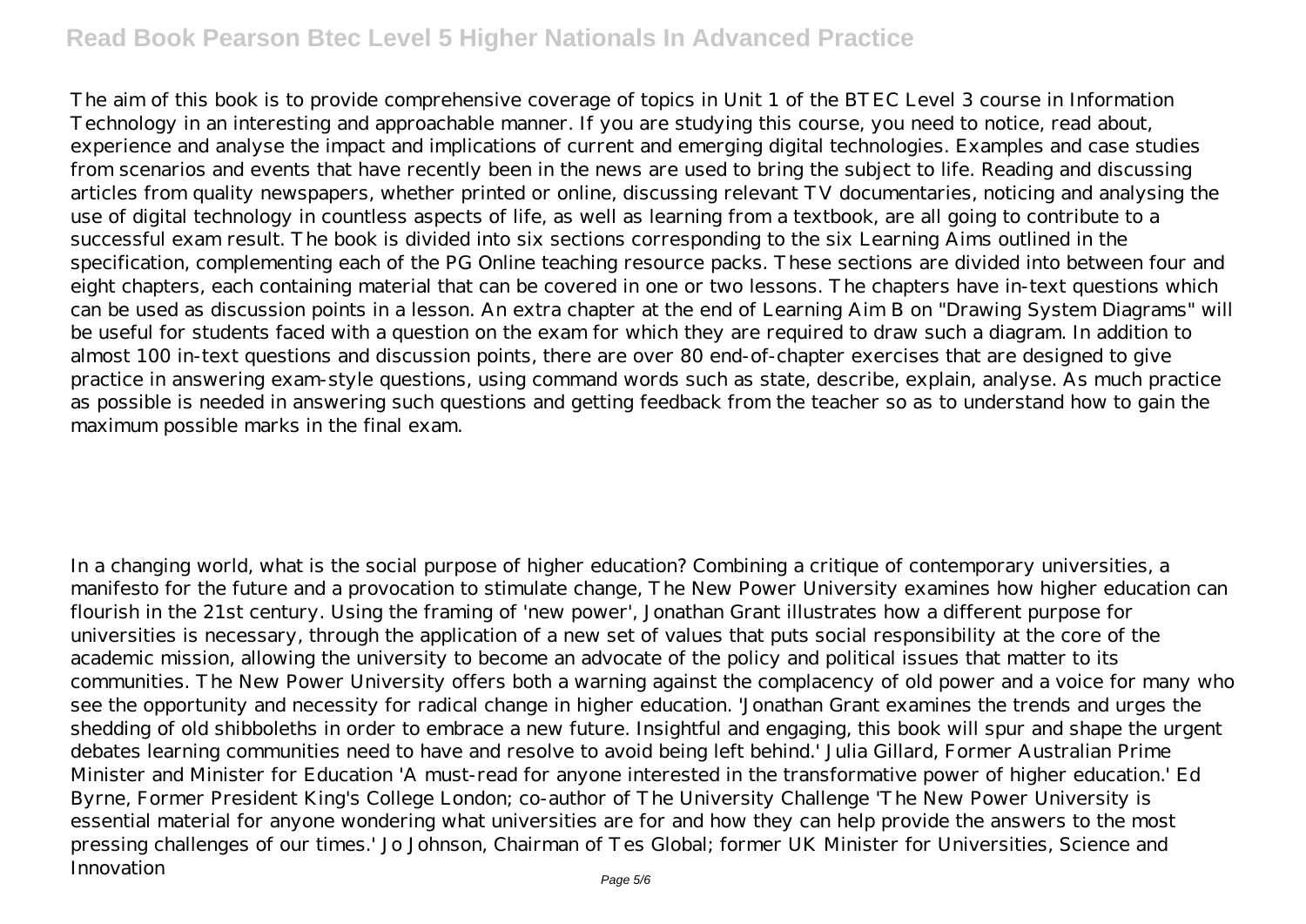The aim of this book is to provide comprehensive coverage of topics in Unit 1 of the BTEC Level 3 course in Information Technology in an interesting and approachable manner. If you are studying this course, you need to notice, read about, experience and analyse the impact and implications of current and emerging digital technologies. Examples and case studies from scenarios and events that have recently been in the news are used to bring the subject to life. Reading and discussing articles from quality newspapers, whether printed or online, discussing relevant TV documentaries, noticing and analysing the use of digital technology in countless aspects of life, as well as learning from a textbook, are all going to contribute to a successful exam result. The book is divided into six sections corresponding to the six Learning Aims outlined in the specification, complementing each of the PG Online teaching resource packs. These sections are divided into between four and eight chapters, each containing material that can be covered in one or two lessons. The chapters have in-text questions which can be used as discussion points in a lesson. An extra chapter at the end of Learning Aim B on "Drawing System Diagrams" will be useful for students faced with a question on the exam for which they are required to draw such a diagram. In addition to almost 100 in-text questions and discussion points, there are over 80 end-of-chapter exercises that are designed to give practice in answering exam-style questions, using command words such as state, describe, explain, analyse. As much practice as possible is needed in answering such questions and getting feedback from the teacher so as to understand how to gain the maximum possible marks in the final exam.

In a changing world, what is the social purpose of higher education? Combining a critique of contemporary universities, a manifesto for the future and a provocation to stimulate change, The New Power University examines how higher education can flourish in the 21st century. Using the framing of 'new power', Jonathan Grant illustrates how a different purpose for universities is necessary, through the application of a new set of values that puts social responsibility at the core of the academic mission, allowing the university to become an advocate of the policy and political issues that matter to its communities. The New Power University offers both a warning against the complacency of old power and a voice for many who see the opportunity and necessity for radical change in higher education. 'Jonathan Grant examines the trends and urges the shedding of old shibboleths in order to embrace a new future. Insightful and engaging, this book will spur and shape the urgent debates learning communities need to have and resolve to avoid being left behind.' Julia Gillard, Former Australian Prime Minister and Minister for Education 'A must-read for anyone interested in the transformative power of higher education.' Ed Byrne, Former President King's College London; co-author of The University Challenge 'The New Power University is essential material for anyone wondering what universities are for and how they can help provide the answers to the most pressing challenges of our times.' Jo Johnson, Chairman of Tes Global; former UK Minister for Universities, Science and Innovation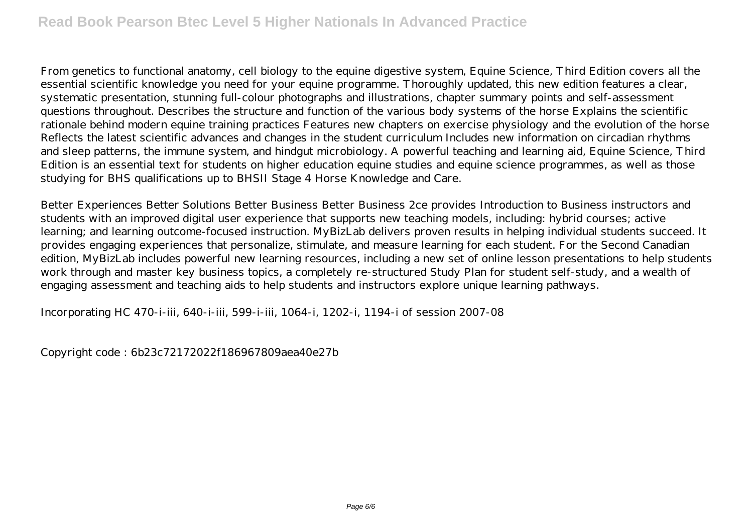From genetics to functional anatomy, cell biology to the equine digestive system, Equine Science, Third Edition covers all the essential scientific knowledge you need for your equine programme. Thoroughly updated, this new edition features a clear, systematic presentation, stunning full-colour photographs and illustrations, chapter summary points and self-assessment questions throughout. Describes the structure and function of the various body systems of the horse Explains the scientific rationale behind modern equine training practices Features new chapters on exercise physiology and the evolution of the horse Reflects the latest scientific advances and changes in the student curriculum Includes new information on circadian rhythms and sleep patterns, the immune system, and hindgut microbiology. A powerful teaching and learning aid, Equine Science, Third Edition is an essential text for students on higher education equine studies and equine science programmes, as well as those studying for BHS qualifications up to BHSII Stage 4 Horse Knowledge and Care.

Better Experiences Better Solutions Better Business Better Business 2ce provides Introduction to Business instructors and students with an improved digital user experience that supports new teaching models, including: hybrid courses; active learning; and learning outcome-focused instruction. MyBizLab delivers proven results in helping individual students succeed. It provides engaging experiences that personalize, stimulate, and measure learning for each student. For the Second Canadian edition, MyBizLab includes powerful new learning resources, including a new set of online lesson presentations to help students work through and master key business topics, a completely re-structured Study Plan for student self-study, and a wealth of engaging assessment and teaching aids to help students and instructors explore unique learning pathways.

Incorporating HC 470-i-iii, 640-i-iii, 599-i-iii, 1064-i, 1202-i, 1194-i of session 2007-08

Copyright code : 6b23c72172022f186967809aea40e27b